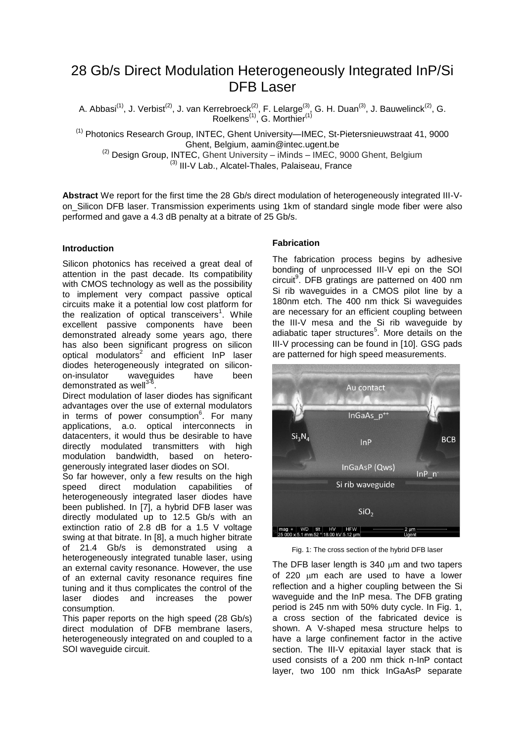# 28 Gb/s Direct Modulation Heterogeneously Integrated InP/Si DFB Laser

A. Abbasi[(1)], J. Verbist[(2)], J. van Kerrebroeck[(2)], F. Lelarge[(3)], G. H. Duan[(3)], J. Bauwelinck[(2)], G. Roelkens[(1)], G. Morthier[(1)]

[(1)] Photonics Research Group, INTEC, Ghent University—IMEC, St-Pietersnieuwstraat 41, 9000 Ghent, Belgium, aamin@intec.ugent.be

[(2)] Design Group, INTEC, Ghent University – iMinds – IMEC, 9000 Ghent, Belgium

[(3)] III-V Lab., Alcatel-Thales, Palaiseau, France

**Abstract** We report for the first time the 28 Gb/s direct modulation of heterogeneously integrated III-V-on_Silicon DFB laser. Transmission experiments using 1km of standard single mode fiber were also performed and gave a 4.3 dB penalty at a bitrate of 25 Gb/s.

### Introduction

Silicon photonics has received a great deal of attention in the past decade. Its compatibility with CMOS technology as well as the possibility to implement very compact passive optical circuits make it a potential low cost platform for the realization of optical transceivers[1]. While excellent passive components have been demonstrated already some years ago, there has also been significant progress on silicon optical modulators[2] and efficient InP laser diodes heterogeneously integrated on silicon-on-insulator waveguides have been demonstrated as well[3-6].

Direct modulation of laser diodes has significant advantages over the use of external modulators in terms of power consumption[6]. For many applications, a.o. optical interconnects in datacenters, it would thus be desirable to have directly modulated transmitters with high modulation bandwidth, based on heterogeneously integrated laser diodes on SOI.

So far however, only a few results on the high speed direct modulation capabilities of heterogeneously integrated laser diodes have been published. In [7], a hybrid DFB laser was directly modulated up to 12.5 Gb/s with an extinction ratio of 2.8 dB for a 1.5 V voltage swing at that bitrate. In [8], a much higher bitrate of 21.4 Gb/s is demonstrated using a heterogeneously integrated tunable laser, using an external cavity resonance. However, the use of an external cavity resonance requires fine tuning and it thus complicates the control of the laser diodes and increases the power consumption.

This paper reports on the high speed (28 Gb/s) direct modulation of DFB membrane lasers, heterogeneously integrated on and coupled to a SOI waveguide circuit.

### Fabrication

The fabrication process begins by adhesive bonding of unprocessed III-V epi on the SOI circuit[9]. DFB gratings are patterned on 400 nm Si rib waveguides in a CMOS pilot line by a 180nm etch. The 400 nm thick Si waveguides are necessary for an efficient coupling between the III-V mesa and the Si rib waveguide by adiabatic taper structures[5]. More details on the III-V processing can be found in [10]. GSG pads are patterned for high speed measurements.

Fig. 1: The cross section of the hybrid DFB laser

The DFB laser length is 340 μm and two tapers of 220 μm each are used to have a lower reflection and a higher coupling between the Si waveguide and the InP mesa. The DFB grating period is 245 nm with 50% duty cycle. In Fig. 1, a cross section of the fabricated device is shown. A V-shaped mesa structure helps to have a large confinement factor in the active section. The III-V epitaxial layer stack that is used consists of a 200 nm thick n-InP contact layer, two 100 nm thick InGaAsP separate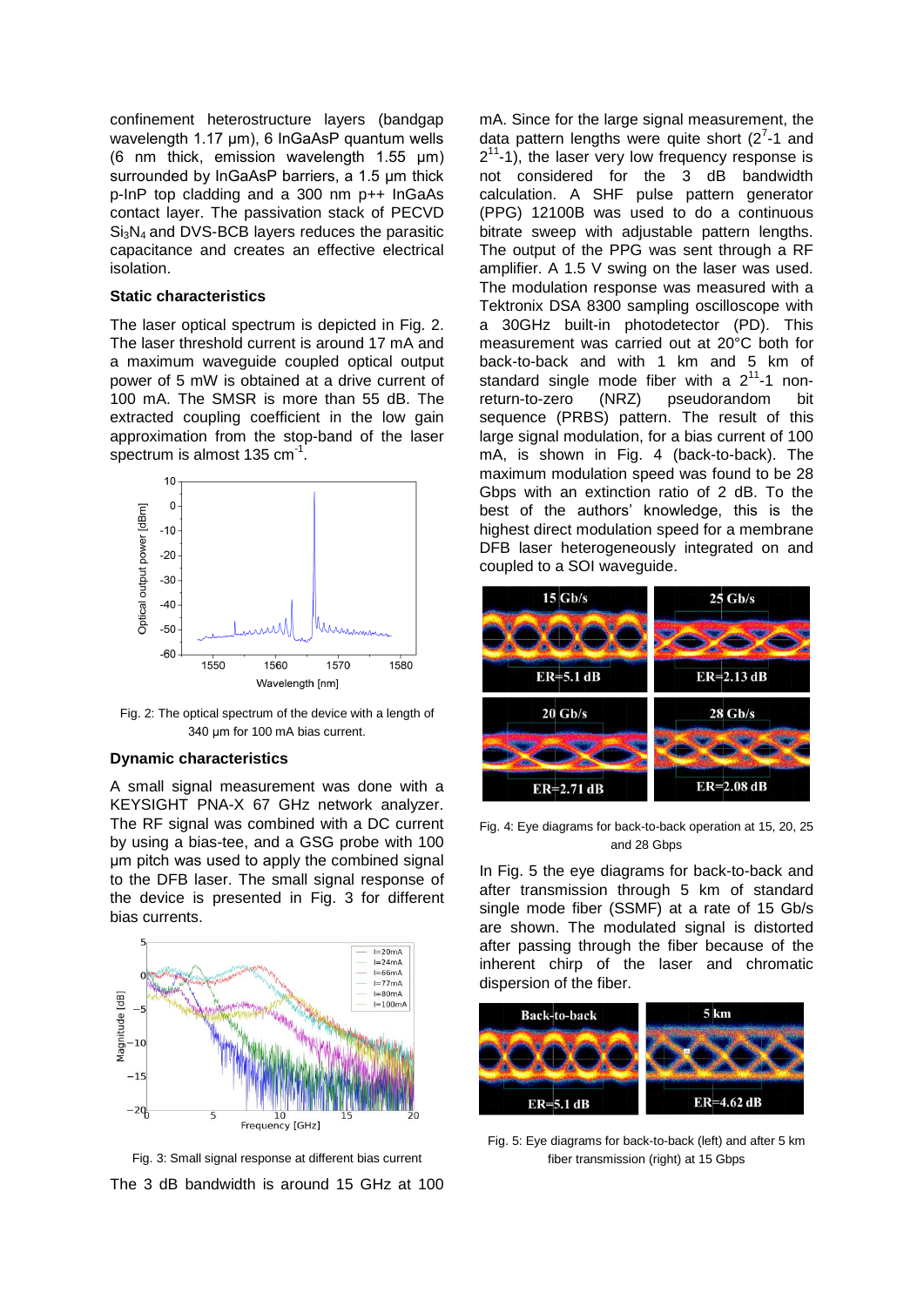confinement heterostructure layers (bandgap wavelength 1.17 µm), 6 InGaAsP quantum wells (6 nm thick, emission wavelength 1.55 µm) surrounded by InGaAsP barriers, a 1.5 µm thick p-InP top cladding and a 300 nm p++ InGaAs contact layer. The passivation stack of PECVD $Si_3N_4$ and DVS-BCB layers reduces the parasitic capacitance and creates an effective electrical isolation.

### Static characteristics

The laser optical spectrum is depicted in Fig. 2. The laser threshold current is around 17 mA and a maximum waveguide coupled optical output power of 5 mW is obtained at a drive current of 100 mA. The SMSR is more than 55 dB. The extracted coupling coefficient in the low gain approximation from the stop-band of the laser spectrum is almost 135 $cm^{-1}$.

Fig. 2: The optical spectrum of the device with a length of 340 µm for 100 mA bias current.

### Dynamic characteristics

A small signal measurement was done with a KEYSIGHT PNA-X 67 GHz network analyzer. The RF signal was combined with a DC current by using a bias-tee, and a GSG probe with 100 µm pitch was used to apply the combined signal to the DFB laser. The small signal response of the device is presented in Fig. 3 for different bias currents.

Fig. 3: Small signal response at different bias current

The 3 dB bandwidth is around 15 GHz at 100 mA. Since for the large signal measurement, the data pattern lengths were quite short ($2^7$-1 and $2^{11}$-1), the laser very low frequency response is not considered for the 3 dB bandwidth calculation. A SHF pulse pattern generator (PPG) 12100B was used to do a continuous bitrate sweep with adjustable pattern lengths. The output of the PPG was sent through a RF amplifier. A 1.5 V swing on the laser was used. The modulation response was measured with a Tektronix DSA 8300 sampling oscilloscope with a 30GHz built-in photodetector (PD). This measurement was carried out at 20°C both for back-to-back and with 1 km and 5 km of standard single mode fiber with a $2^{11}$-1 non-return-to-zero (NRZ) pseudorandom bit sequence (PRBS) pattern. The result of this large signal modulation, for a bias current of 100 mA, is shown in Fig. 4 (back-to-back). The maximum modulation speed was found to be 28 Gbps with an extinction ratio of 2 dB. To the best of the authors' knowledge, this is the highest direct modulation speed for a membrane DFB laser heterogeneously integrated on and coupled to a SOI waveguide.

Fig. 4: Eye diagrams for back-to-back operation at 15, 20, 25 and 28 Gbps

In Fig. 5 the eye diagrams for back-to-back and after transmission through 5 km of standard single mode fiber (SSMF) at a rate of 15 Gb/s are shown. The modulated signal is distorted after passing through the fiber because of the inherent chirp of the laser and chromatic dispersion of the fiber.

Fig. 5: Eye diagrams for back-to-back (left) and after 5 km fiber transmission (right) at 15 Gbps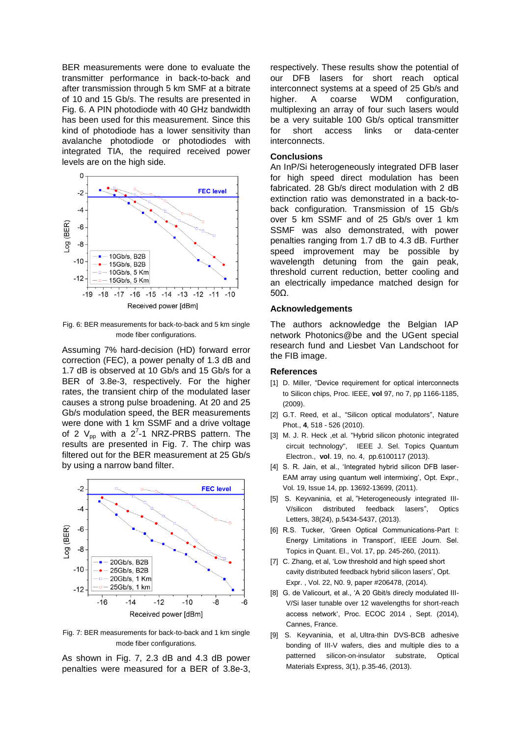BER measurements were done to evaluate the transmitter performance in back-to-back and after transmission through 5 km SMF at a bitrate of 10 and 15 Gb/s. The results are presented in Fig. 6. A PIN photodiode with 40 GHz bandwidth has been used for this measurement. Since this kind of photodiode has a lower sensitivity than avalanche photodiode or photodiodes with integrated TIA, the required received power levels are on the high side.

Log (BER)
0
-2
-4
-6
-8
-10
-12
FEC level
10Gb/s, B2B
15Gb/s, B2B
10Gb/s, 5 Km
15Gb/s, 5 Km
-19 -18 -17 -16 -15 -14 -13 -12 -11 -10
Received power [dBm]

Fig. 6: BER measurements for back-to-back and 5 km single mode fiber configurations.

Assuming 7% hard-decision (HD) forward error correction (FEC), a power penalty of 1.3 dB and 1.7 dB is observed at 10 Gb/s and 15 Gb/s for a BER of 3.8e-3, respectively. For the higher rates, the transient chirp of the modulated laser causes a strong pulse broadening. At 20 and 25 Gb/s modulation speed, the BER measurements were done with 1 km SSMF and a drive voltage of 2 $V_{pp}$ with a $2^7$-1 NRZ-PRBS pattern. The results are presented in Fig. 7. The chirp was filtered out for the BER measurement at 25 Gb/s by using a narrow band filter.

Log (BER)
-2
-4
-6
-8
-10
-12
FEC level
20Gb/s, B2B
25Gb/s, B2B
20Gb/s, 1 Km
25Gb/s, 1 km
-16 -14 -12 -10 -8 -6
Received power [dBm]

Fig. 7: BER measurements for back-to-back and 1 km single mode fiber configurations.

As shown in Fig. 7, 2.3 dB and 4.3 dB power penalties were measured for a BER of 3.8e-3, respectively. These results show the potential of our DFB lasers for short reach optical interconnect systems at a speed of 25 Gb/s and higher. A coarse WDM configuration, multiplexing an array of four such lasers would be a very suitable 100 Gb/s optical transmitter for short access links or data-center interconnects.

## Conclusions

An InP/Si heterogeneously integrated DFB laser for high speed direct modulation has been fabricated. 28 Gb/s direct modulation with 2 dB extinction ratio was demonstrated in a back-to-back configuration. Transmission of 15 Gb/s over 5 km SSMF and of 25 Gb/s over 1 km SSMF was also demonstrated, with power penalties ranging from 1.7 dB to 4.3 dB. Further speed improvement may be possible by wavelength detuning from the gain peak, threshold current reduction, better cooling and an electrically impedance matched design for 50Ω.

## Acknowledgements

The authors acknowledge the Belgian IAP network Photonics@be and the UGent special research fund and Liesbet Van Landschoot for the FIB image.

## References

[1] D. Miller, "Device requirement for optical interconnects to Silicon chips, Proc. IEEE, **vol** 97, no 7, pp 1166-1185, (2009).

[2] G.T. Reed, et al., "Silicon optical modulators", Nature Phot., **4**, 518 - 526 (2010).

[3] M. J. R. Heck ,et al. "Hybrid silicon photonic integrated circuit technology", IEEE J. Sel. Topics Quantum Electron., **vol**. 19, no. 4, pp.6100117 (2013).

[4] S. R. Jain, et al., 'Integrated hybrid silicon DFB laser-EAM array using quantum well intermixing', Opt. Expr., Vol. 19, Issue 14, pp. 13692-13699, (2011).

[5] S. Keyvaninia, et al ,"Heterogeneously integrated III-V/silicon distributed feedback lasers", Optics Letters, 38(24), p.5434-5437, (2013).

[6] R.S. Tucker, 'Green Optical Communications-Part I: Energy Limitations in Transport', IEEE Journ. Sel. Topics in Quant. El., Vol. 17, pp. 245-260, (2011).

[7] C. Zhang, et al, 'Low threshold and high speed short cavity distributed feedback hybrid silicon lasers', Opt. Expr. , Vol. 22, N0. 9, paper #206478, (2014).

[8] G. de Valicourt, et al., 'A 20 Gbit/s direcly modulated III-V/Si laser tunable over 12 wavelengths for short-reach access network', Proc. ECOC 2014 , Sept. (2014), Cannes, France.

[9] S. Keyvaninia, et al, Ultra-thin DVS-BCB adhesive bonding of III-V wafers, dies and multiple dies to a patterned silicon-on-insulator substrate, Optical Materials Express, 3(1), p.35-46, (2013).